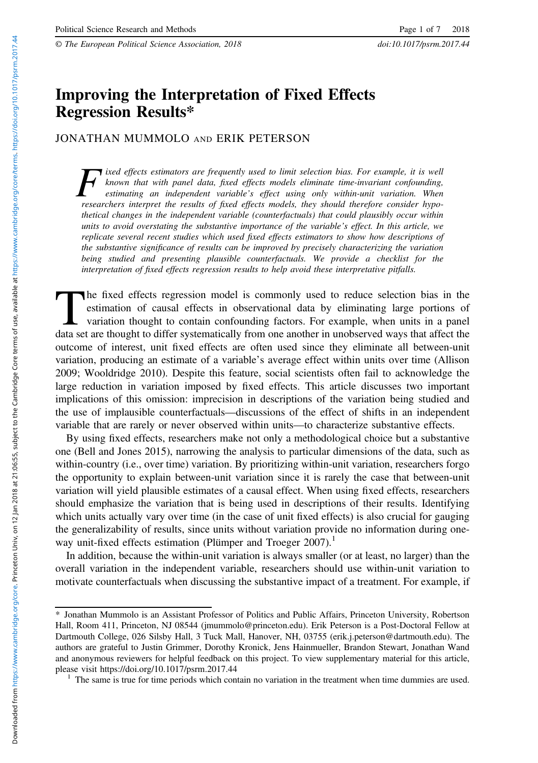# Improving the Interpretation of Fixed Effects Regression Results*

JONATHAN MUMMOLO AND ERIK PETERSON

*Fixed effects estimators are frequently used to limit selection bias. For example, it is well known that with panel data, fixed effects models eliminate time-invariant confounding, estimating an independent variable's effect using only within-unit variation. When researchers interpret the results of fixed effects models, they should therefore consider hypothetical changes in the independent variable (counterfactuals) that could plausibly occur within units to avoid overstating the substantive importance of the variable's effect. In this article, we replicate several recent studies which used fixed effects estimators to show how descriptions of the substantive significance of results can be improved by precisely characterizing the variation being studied and presenting plausible counterfactuals. We provide a checklist for the interpretation of fixed effects regression results to help avoid these interpretative pitfalls.*

The fixed effects regression model is commonly used to reduce selection bias in the estimation of causal effects in observational data by eliminating large portions of variation thought to contain confounding factors. For example, when units in a panel data set are thought to differ systematically from one another in unobserved ways that affect the outcome of interest, unit fixed effects are often used since they eliminate all between-unit variation, producing an estimate of a variable's average effect within units over time (Allison 2009; Wooldridge 2010). Despite this feature, social scientists often fail to acknowledge the large reduction in variation imposed by fixed effects. This article discusses two important implications of this omission: imprecision in descriptions of the variation being studied and the use of implausible counterfactuals—discussions of the effect of shifts in an independent variable that are rarely or never observed within units—to characterize substantive effects.

By using fixed effects, researchers make not only a methodological choice but a substantive one (Bell and Jones 2015), narrowing the analysis to particular dimensions of the data, such as within-country (i.e., over time) variation. By prioritizing within-unit variation, researchers forgo the opportunity to explain between-unit variation since it is rarely the case that between-unit variation will yield plausible estimates of a causal effect. When using fixed effects, researchers should emphasize the variation that is being used in descriptions of their results. Identifying which units actually vary over time (in the case of unit fixed effects) is also crucial for gauging the generalizability of results, since units without variation provide no information during one-way unit-fixed effects estimation (Plümper and Troeger 2007).[1]

In addition, because the within-unit variation is always smaller (or at least, no larger) than the overall variation in the independent variable, researchers should use within-unit variation to motivate counterfactuals when discussing the substantive impact of a treatment. For example, if

---

\* Jonathan Mummolo is an Assistant Professor of Politics and Public Affairs, Princeton University, Robertson Hall, Room 411, Princeton, NJ 08544 (jmummolo@princeton.edu). Erik Peterson is a Post-Doctoral Fellow at Dartmouth College, 026 Silsby Hall, 3 Tuck Mall, Hanover, NH, 03755 (erik.j.peterson@dartmouth.edu). The authors are grateful to Justin Grimmer, Dorothy Kronick, Jens Hainmueller, Brandon Stewart, Jonathan Wand and anonymous reviewers for helpful feedback on this project. To view supplementary material for this article, please visit https://doi.org/10.1017/psrm.2017.44

[1] The same is true for time periods which contain no variation in the treatment when time dummies are used.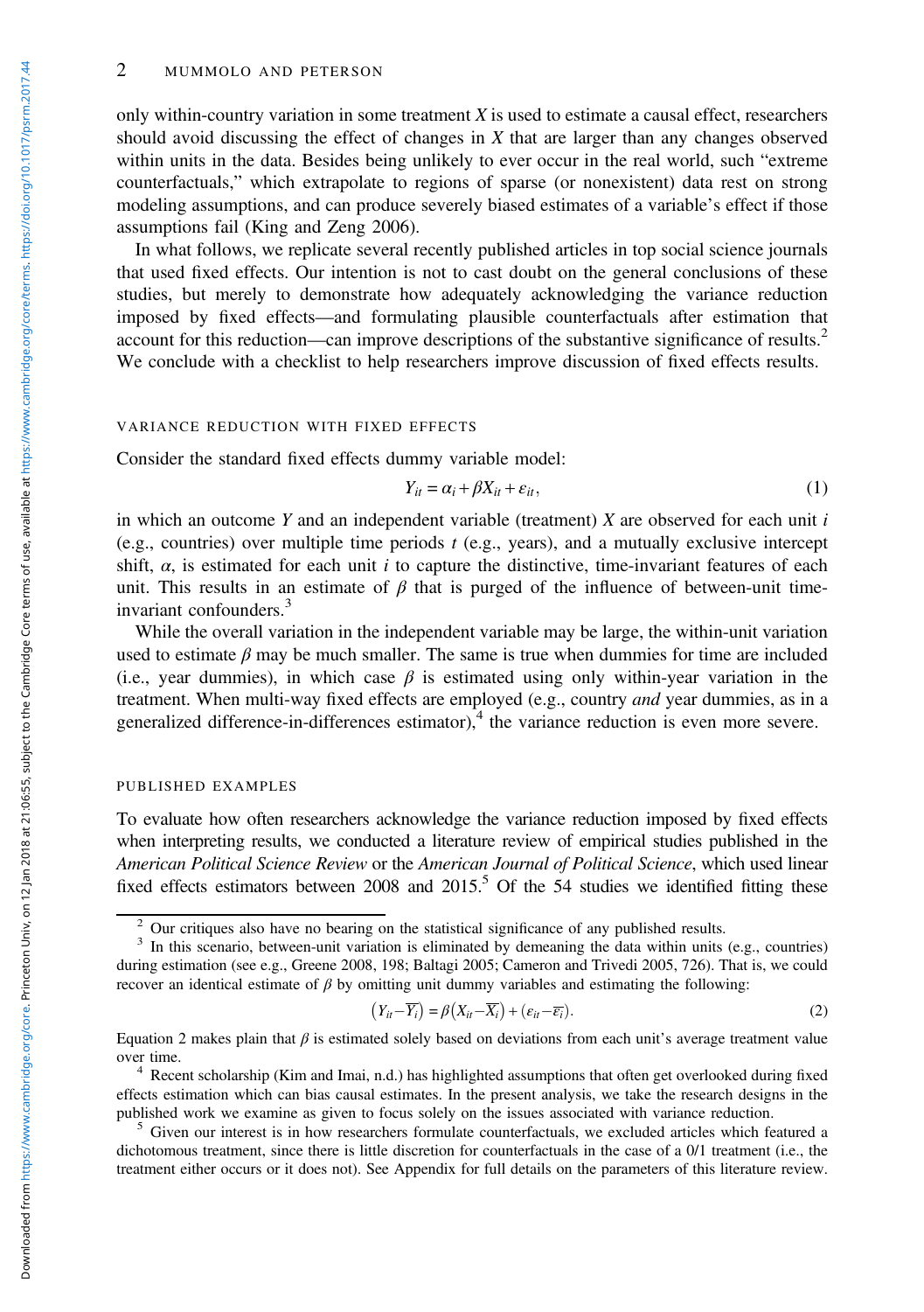only within-country variation in some treatment $X$ is used to estimate a causal effect, researchers should avoid discussing the effect of changes in $X$ that are larger than any changes observed within units in the data. Besides being unlikely to ever occur in the real world, such "extreme counterfactuals," which extrapolate to regions of sparse (or nonexistent) data rest on strong modeling assumptions, and can produce severely biased estimates of a variable's effect if those assumptions fail (King and Zeng 2006).

In what follows, we replicate several recently published articles in top social science journals that used fixed effects. Our intention is not to cast doubt on the general conclusions of these studies, but merely to demonstrate how adequately acknowledging the variance reduction imposed by fixed effects—and formulating plausible counterfactuals after estimation that account for this reduction—can improve descriptions of the substantive significance of results.[2] We conclude with a checklist to help researchers improve discussion of fixed effects results.

## VARIANCE REDUCTION WITH FIXED EFFECTS

Consider the standard fixed effects dummy variable model:

$$Y_{it} = \alpha_i + \beta X_{it} + \varepsilon_{it}, \tag{1}$$

in which an outcome $Y$ and an independent variable (treatment) $X$ are observed for each unit $i$ (e.g., countries) over multiple time periods $t$ (e.g., years), and a mutually exclusive intercept shift, $\alpha$, is estimated for each unit $i$ to capture the distinctive, time-invariant features of each unit. This results in an estimate of $\beta$ that is purged of the influence of between-unit time-invariant confounders.[3]

While the overall variation in the independent variable may be large, the within-unit variation used to estimate $\beta$ may be much smaller. The same is true when dummies for time are included (i.e., year dummies), in which case $\beta$ is estimated using only within-year variation in the treatment. When multi-way fixed effects are employed (e.g., country *and* year dummies, as in a generalized difference-in-differences estimator),[4] the variance reduction is even more severe.

## PUBLISHED EXAMPLES

To evaluate how often researchers acknowledge the variance reduction imposed by fixed effects when interpreting results, we conducted a literature review of empirical studies published in the *American Political Science Review* or the *American Journal of Political Science*, which used linear fixed effects estimators between 2008 and 2015.[5] Of the 54 studies we identified fitting these

---

[2] Our critiques also have no bearing on the statistical significance of any published results.

[3] In this scenario, between-unit variation is eliminated by demeaning the data within units (e.g., countries) during estimation (see e.g., Greene 2008, 198; Baltagi 2005; Cameron and Trivedi 2005, 726). That is, we could recover an identical estimate of $\beta$ by omitting unit dummy variables and estimating the following:

$$\left(Y_{it} - \overline{Y_i}\right) = \beta\left(X_{it} - \overline{X_i}\right) + \left(\varepsilon_{it} - \overline{\varepsilon_i}\right). \tag{2}$$

Equation 2 makes plain that $\beta$ is estimated solely based on deviations from each unit's average treatment value over time.

[4] Recent scholarship (Kim and Imai, n.d.) has highlighted assumptions that often get overlooked during fixed effects estimation which can bias causal estimates. In the present analysis, we take the research designs in the published work we examine as given to focus solely on the issues associated with variance reduction.

[5] Given our interest is in how researchers formulate counterfactuals, we excluded articles which featured a dichotomous treatment, since there is little discretion for counterfactuals in the case of a 0/1 treatment (i.e., the treatment either occurs or it does not). See Appendix for full details on the parameters of this literature review.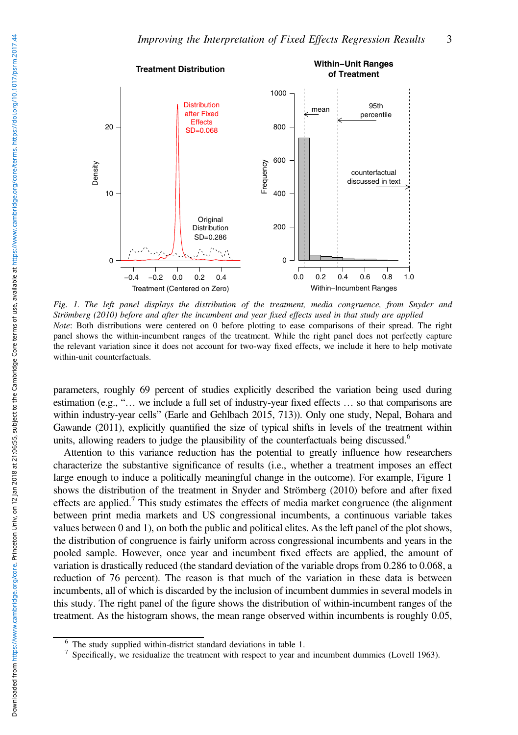*Fig. 1. The left panel displays the distribution of the treatment, media congruence, from Snyder and Strömberg (2010) before and after the incumbent and year fixed effects used in that study are applied*

*Note*: Both distributions were centered on 0 before plotting to ease comparisons of their spread. The right panel shows the within-incumbent ranges of the treatment. While the right panel does not perfectly capture the relevant variation since it does not account for two-way fixed effects, we include it here to help motivate within-unit counterfactuals.

parameters, roughly 69 percent of studies explicitly described the variation being used during estimation (e.g., "… we include a full set of industry-year fixed effects … so that comparisons are within industry-year cells" (Earle and Gehlbach 2015, 713)). Only one study, Nepal, Bohara and Gawande (2011), explicitly quantified the size of typical shifts in levels of the treatment within units, allowing readers to judge the plausibility of the counterfactuals being discussed.[6]

Attention to this variance reduction has the potential to greatly influence how researchers characterize the substantive significance of results (i.e., whether a treatment imposes an effect large enough to induce a politically meaningful change in the outcome). For example, Figure 1 shows the distribution of the treatment in Snyder and Strömberg (2010) before and after fixed effects are applied.[7] This study estimates the effects of media market congruence (the alignment between print media markets and US congressional incumbents, a continuous variable takes values between 0 and 1), on both the public and political elites. As the left panel of the plot shows, the distribution of congruence is fairly uniform across congressional incumbents and years in the pooled sample. However, once year and incumbent fixed effects are applied, the amount of variation is drastically reduced (the standard deviation of the variable drops from 0.286 to 0.068, a reduction of 76 percent). The reason is that much of the variation in these data is between incumbents, all of which is discarded by the inclusion of incumbent dummies in several models in this study. The right panel of the figure shows the distribution of within-incumbent ranges of the treatment. As the histogram shows, the mean range observed within incumbents is roughly 0.05,

[6] The study supplied within-district standard deviations in table 1.

[7] Specifically, we residualize the treatment with respect to year and incumbent dummies (Lovell 1963).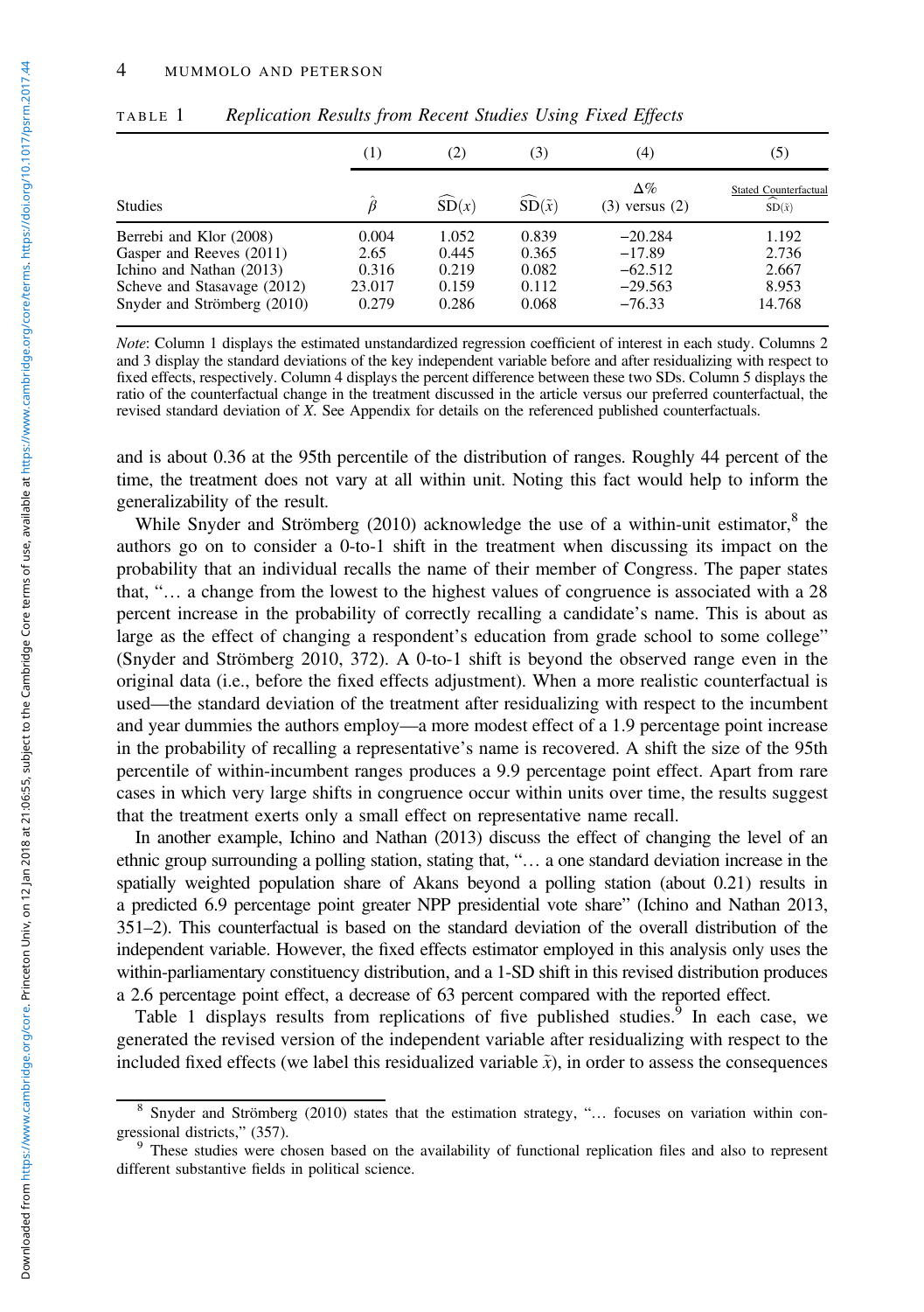TABLE 1 *Replication Results from Recent Studies Using Fixed Effects*

| | (1) | (2) | (3) | (4) | (5) |
|---|---|---|---|---|---|
| Studies | $\hat{\beta}$ | $\widehat{\text{SD}}(x)$ | $\widehat{\text{SD}}(\tilde{x})$ | $\Delta\%$ (3) versus (2) | Stated Counterfactual / $\widehat{\text{SD}}(\tilde{x})$ |
| Berrebi and Klor (2008) | 0.004 | 1.052 | 0.839 | −20.284 | 1.192 |
| Gasper and Reeves (2011) | 2.65 | 0.445 | 0.365 | −17.89 | 2.736 |
| Ichino and Nathan (2013) | 0.316 | 0.219 | 0.082 | −62.512 | 2.667 |
| Scheve and Stasavage (2012) | 23.017 | 0.159 | 0.112 | −29.563 | 8.953 |
| Snyder and Strömberg (2010) | 0.279 | 0.286 | 0.068 | −76.33 | 14.768 |

*Note*: Column 1 displays the estimated unstandardized regression coefficient of interest in each study. Columns 2 and 3 display the standard deviations of the key independent variable before and after residualizing with respect to fixed effects, respectively. Column 4 displays the percent difference between these two SDs. Column 5 displays the ratio of the counterfactual change in the treatment discussed in the article versus our preferred counterfactual, the revised standard deviation of $X$. See Appendix for details on the referenced published counterfactuals.

and is about 0.36 at the 95th percentile of the distribution of ranges. Roughly 44 percent of the time, the treatment does not vary at all within unit. Noting this fact would help to inform the generalizability of the result.

While Snyder and Strömberg (2010) acknowledge the use of a within-unit estimator,[8] the authors go on to consider a 0-to-1 shift in the treatment when discussing its impact on the probability that an individual recalls the name of their member of Congress. The paper states that, "… a change from the lowest to the highest values of congruence is associated with a 28 percent increase in the probability of correctly recalling a candidate's name. This is about as large as the effect of changing a respondent's education from grade school to some college" (Snyder and Strömberg 2010, 372). A 0-to-1 shift is beyond the observed range even in the original data (i.e., before the fixed effects adjustment). When a more realistic counterfactual is used—the standard deviation of the treatment after residualizing with respect to the incumbent and year dummies the authors employ—a more modest effect of a 1.9 percentage point increase in the probability of recalling a representative's name is recovered. A shift the size of the 95th percentile of within-incumbent ranges produces a 9.9 percentage point effect. Apart from rare cases in which very large shifts in congruence occur within units over time, the results suggest that the treatment exerts only a small effect on representative name recall.

In another example, Ichino and Nathan (2013) discuss the effect of changing the level of an ethnic group surrounding a polling station, stating that, "… a one standard deviation increase in the spatially weighted population share of Akans beyond a polling station (about 0.21) results in a predicted 6.9 percentage point greater NPP presidential vote share" (Ichino and Nathan 2013, 351–2). This counterfactual is based on the standard deviation of the overall distribution of the independent variable. However, the fixed effects estimator employed in this analysis only uses the within-parliamentary constituency distribution, and a 1-SD shift in this revised distribution produces a 2.6 percentage point effect, a decrease of 63 percent compared with the reported effect.

Table 1 displays results from replications of five published studies.[9] In each case, we generated the revised version of the independent variable after residualizing with respect to the included fixed effects (we label this residualized variable $\tilde{x}$), in order to assess the consequences

[8] Snyder and Strömberg (2010) states that the estimation strategy, "… focuses on variation within congressional districts," (357).

[9] These studies were chosen based on the availability of functional replication files and also to represent different substantive fields in political science.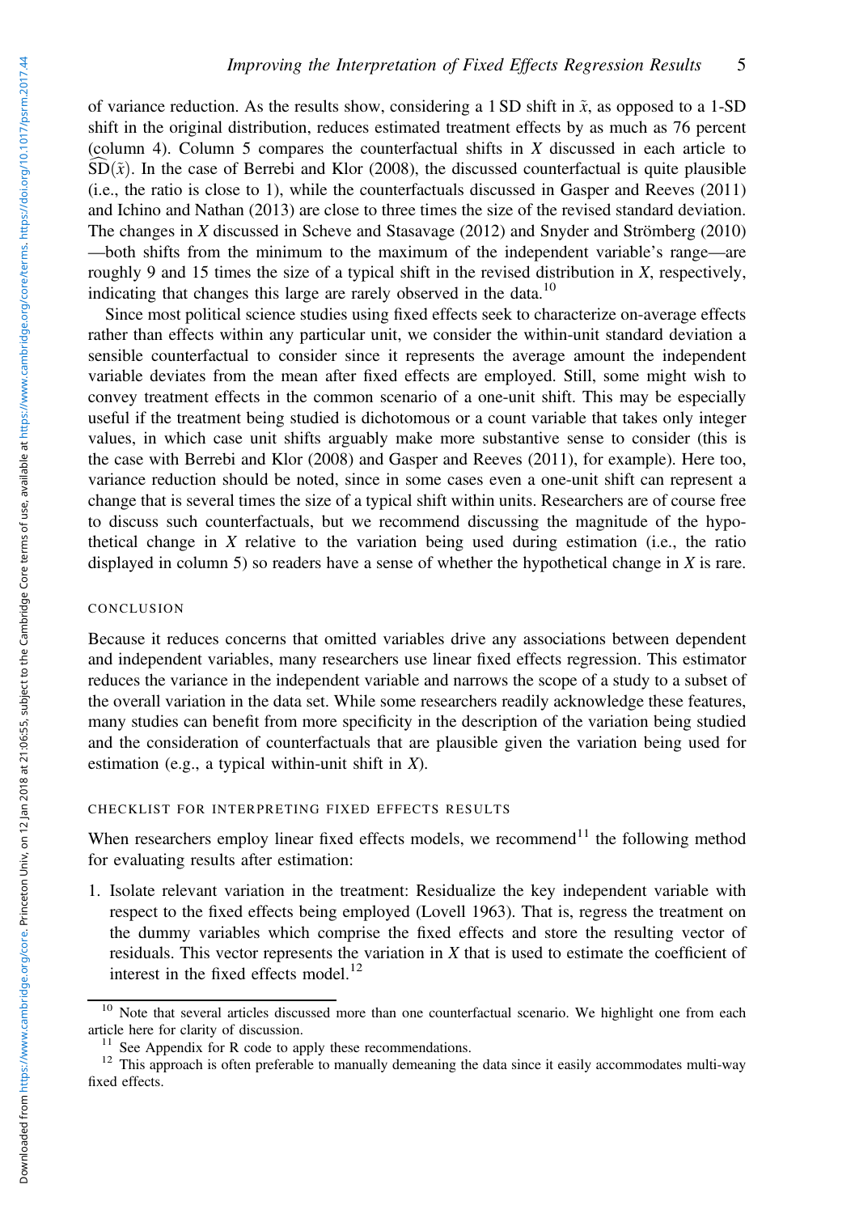of variance reduction. As the results show, considering a 1 SD shift in $\tilde{x}$, as opposed to a 1-SD shift in the original distribution, reduces estimated treatment effects by as much as 76 percent (column 4). Column 5 compares the counterfactual shifts in $X$ discussed in each article to $\widehat{\text{SD}}(\tilde{x})$. In the case of Berrebi and Klor (2008), the discussed counterfactual is quite plausible (i.e., the ratio is close to 1), while the counterfactuals discussed in Gasper and Reeves (2011) and Ichino and Nathan (2013) are close to three times the size of the revised standard deviation. The changes in $X$ discussed in Scheve and Stasavage (2012) and Snyder and Strömberg (2010) —both shifts from the minimum to the maximum of the independent variable's range—are roughly 9 and 15 times the size of a typical shift in the revised distribution in $X$, respectively, indicating that changes this large are rarely observed in the data.[10]

Since most political science studies using fixed effects seek to characterize on-average effects rather than effects within any particular unit, we consider the within-unit standard deviation a sensible counterfactual to consider since it represents the average amount the independent variable deviates from the mean after fixed effects are employed. Still, some might wish to convey treatment effects in the common scenario of a one-unit shift. This may be especially useful if the treatment being studied is dichotomous or a count variable that takes only integer values, in which case unit shifts arguably make more substantive sense to consider (this is the case with Berrebi and Klor (2008) and Gasper and Reeves (2011), for example). Here too, variance reduction should be noted, since in some cases even a one-unit shift can represent a change that is several times the size of a typical shift within units. Researchers are of course free to discuss such counterfactuals, but we recommend discussing the magnitude of the hypothetical change in $X$ relative to the variation being used during estimation (i.e., the ratio displayed in column 5) so readers have a sense of whether the hypothetical change in $X$ is rare.

## CONCLUSION

Because it reduces concerns that omitted variables drive any associations between dependent and independent variables, many researchers use linear fixed effects regression. This estimator reduces the variance in the independent variable and narrows the scope of a study to a subset of the overall variation in the data set. While some researchers readily acknowledge these features, many studies can benefit from more specificity in the description of the variation being studied and the consideration of counterfactuals that are plausible given the variation being used for estimation (e.g., a typical within-unit shift in $X$).

## CHECKLIST FOR INTERPRETING FIXED EFFECTS RESULTS

When researchers employ linear fixed effects models, we recommend[11] the following method for evaluating results after estimation:

1. Isolate relevant variation in the treatment: Residualize the key independent variable with respect to the fixed effects being employed (Lovell 1963). That is, regress the treatment on the dummy variables which comprise the fixed effects and store the resulting vector of residuals. This vector represents the variation in $X$ that is used to estimate the coefficient of interest in the fixed effects model.[12]

[10] Note that several articles discussed more than one counterfactual scenario. We highlight one from each article here for clarity of discussion.

[11] See Appendix for R code to apply these recommendations.

[12] This approach is often preferable to manually demeaning the data since it easily accommodates multi-way fixed effects.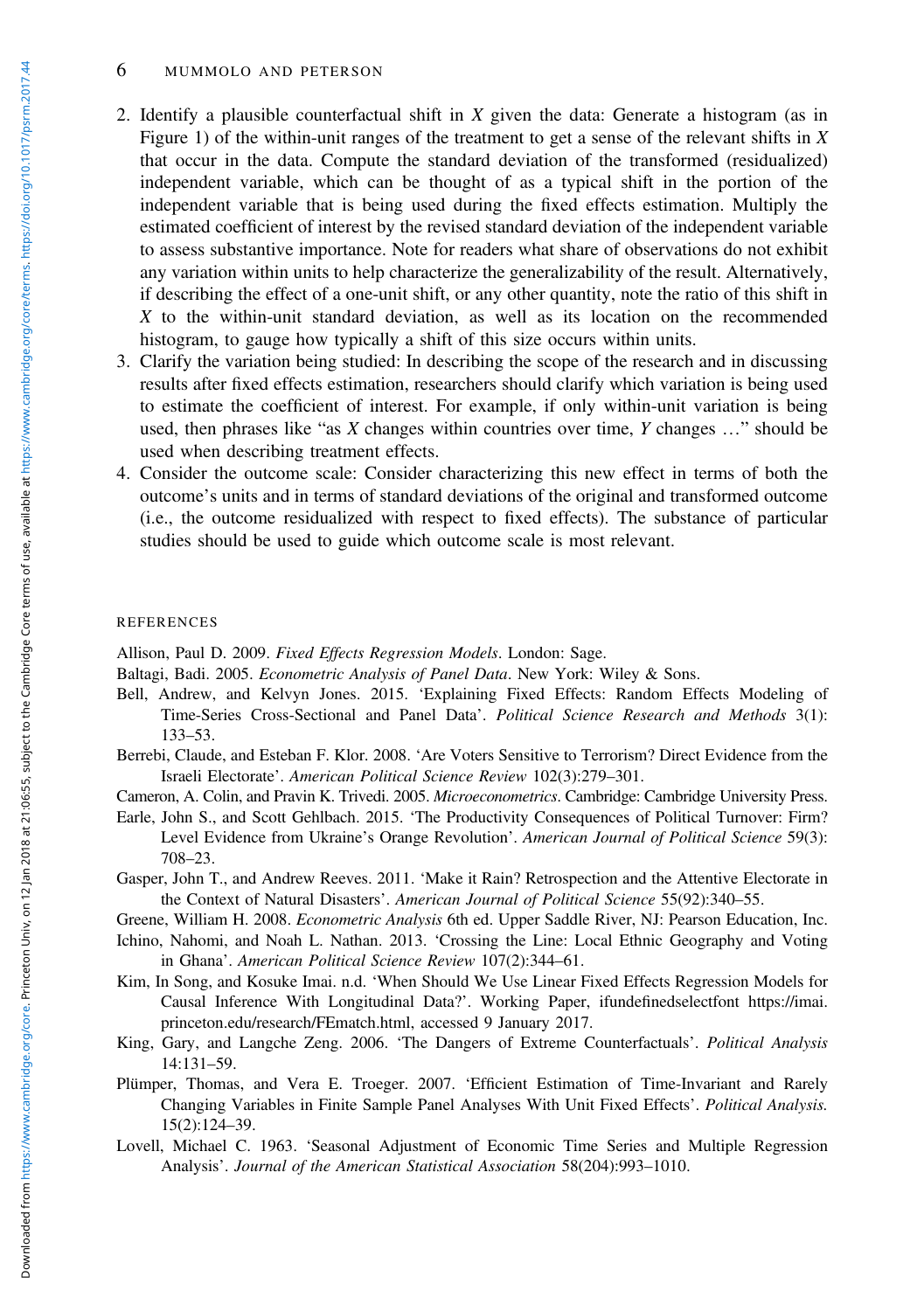2. Identify a plausible counterfactual shift in $X$ given the data: Generate a histogram (as in Figure 1) of the within-unit ranges of the treatment to get a sense of the relevant shifts in $X$ that occur in the data. Compute the standard deviation of the transformed (residualized) independent variable, which can be thought of as a typical shift in the portion of the independent variable that is being used during the fixed effects estimation. Multiply the estimated coefficient of interest by the revised standard deviation of the independent variable to assess substantive importance. Note for readers what share of observations do not exhibit any variation within units to help characterize the generalizability of the result. Alternatively, if describing the effect of a one-unit shift, or any other quantity, note the ratio of this shift in $X$ to the within-unit standard deviation, as well as its location on the recommended histogram, to gauge how typically a shift of this size occurs within units.
3. Clarify the variation being studied: In describing the scope of the research and in discussing results after fixed effects estimation, researchers should clarify which variation is being used to estimate the coefficient of interest. For example, if only within-unit variation is being used, then phrases like "as $X$ changes within countries over time, $Y$ changes …" should be used when describing treatment effects.
4. Consider the outcome scale: Consider characterizing this new effect in terms of both the outcome's units and in terms of standard deviations of the original and transformed outcome (i.e., the outcome residualized with respect to fixed effects). The substance of particular studies should be used to guide which outcome scale is most relevant.

## REFERENCES

Allison, Paul D. 2009. *Fixed Effects Regression Models*. London: Sage.

Baltagi, Badi. 2005. *Econometric Analysis of Panel Data*. New York: Wiley & Sons.

Bell, Andrew, and Kelvyn Jones. 2015. 'Explaining Fixed Effects: Random Effects Modeling of Time-Series Cross-Sectional and Panel Data'. *Political Science Research and Methods* 3(1): 133–53.

Berrebi, Claude, and Esteban F. Klor. 2008. 'Are Voters Sensitive to Terrorism? Direct Evidence from the Israeli Electorate'. *American Political Science Review* 102(3):279–301.

Cameron, A. Colin, and Pravin K. Trivedi. 2005. *Microeconometrics*. Cambridge: Cambridge University Press.

Earle, John S., and Scott Gehlbach. 2015. 'The Productivity Consequences of Political Turnover: Firm? Level Evidence from Ukraine's Orange Revolution'. *American Journal of Political Science* 59(3): 708–23.

Gasper, John T., and Andrew Reeves. 2011. 'Make it Rain? Retrospection and the Attentive Electorate in the Context of Natural Disasters'. *American Journal of Political Science* 55(92):340–55.

Greene, William H. 2008. *Econometric Analysis* 6th ed. Upper Saddle River, NJ: Pearson Education, Inc.

Ichino, Nahomi, and Noah L. Nathan. 2013. 'Crossing the Line: Local Ethnic Geography and Voting in Ghana'. *American Political Science Review* 107(2):344–61.

Kim, In Song, and Kosuke Imai. n.d. 'When Should We Use Linear Fixed Effects Regression Models for Causal Inference With Longitudinal Data?'. Working Paper, ifundefinedselectfont https://imai.princeton.edu/research/FEmatch.html, accessed 9 January 2017.

King, Gary, and Langche Zeng. 2006. 'The Dangers of Extreme Counterfactuals'. *Political Analysis* 14:131–59.

Plümper, Thomas, and Vera E. Troeger. 2007. 'Efficient Estimation of Time-Invariant and Rarely Changing Variables in Finite Sample Panel Analyses With Unit Fixed Effects'. *Political Analysis.* 15(2):124–39.

Lovell, Michael C. 1963. 'Seasonal Adjustment of Economic Time Series and Multiple Regression Analysis'. *Journal of the American Statistical Association* 58(204):993–1010.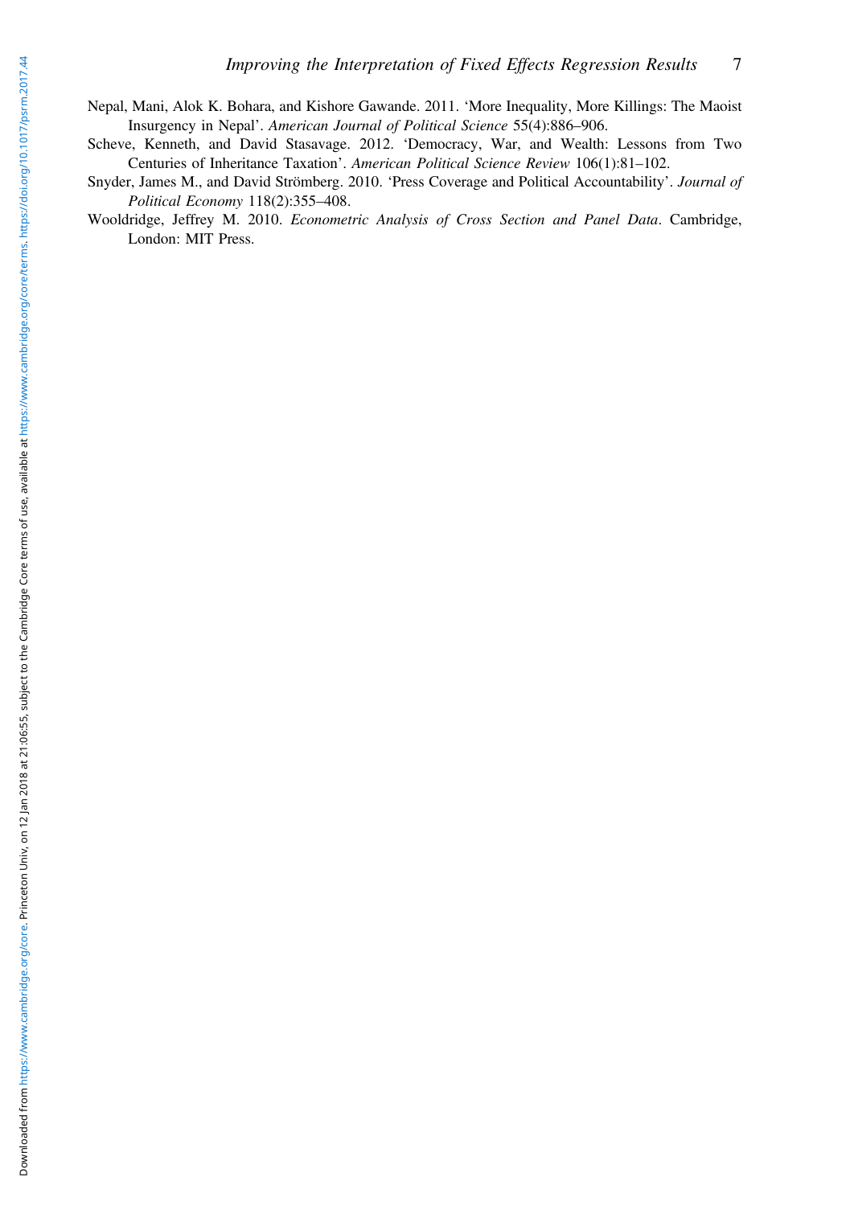Nepal, Mani, Alok K. Bohara, and Kishore Gawande. 2011. 'More Inequality, More Killings: The Maoist Insurgency in Nepal'. *American Journal of Political Science* 55(4):886–906.

Scheve, Kenneth, and David Stasavage. 2012. 'Democracy, War, and Wealth: Lessons from Two Centuries of Inheritance Taxation'. *American Political Science Review* 106(1):81–102.

Snyder, James M., and David Strömberg. 2010. 'Press Coverage and Political Accountability'. *Journal of Political Economy* 118(2):355–408.

Wooldridge, Jeffrey M. 2010. *Econometric Analysis of Cross Section and Panel Data*. Cambridge, London: MIT Press.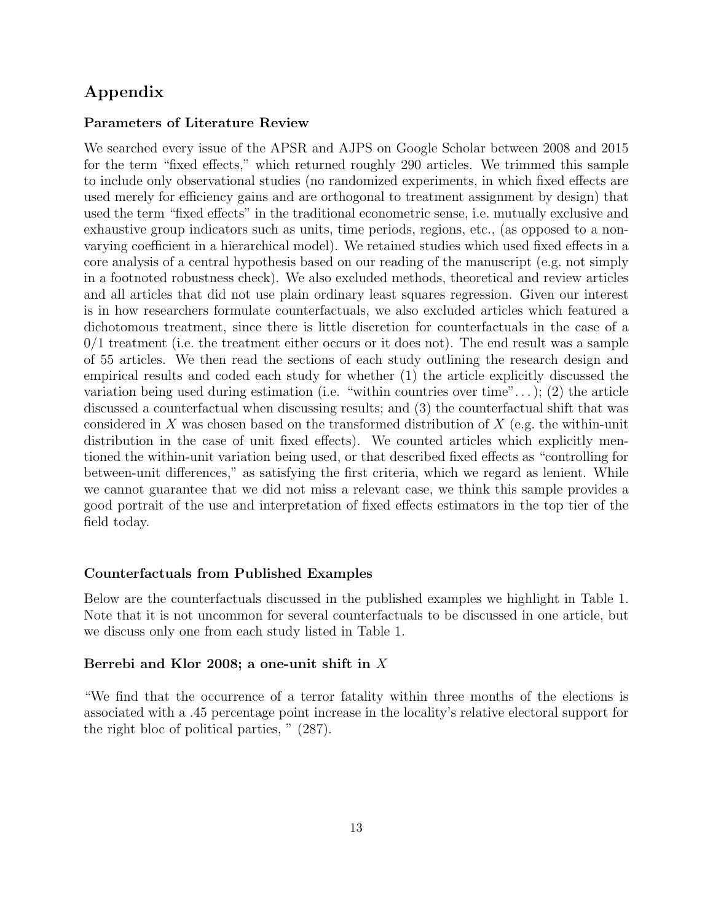## Appendix

### Parameters of Literature Review

We searched every issue of the APSR and AJPS on Google Scholar between 2008 and 2015 for the term "fixed effects," which returned roughly 290 articles. We trimmed this sample to include only observational studies (no randomized experiments, in which fixed effects are used merely for efficiency gains and are orthogonal to treatment assignment by design) that used the term "fixed effects" in the traditional econometric sense, i.e. mutually exclusive and exhaustive group indicators such as units, time periods, regions, etc., (as opposed to a non-varying coefficient in a hierarchical model). We retained studies which used fixed effects in a core analysis of a central hypothesis based on our reading of the manuscript (e.g. not simply in a footnoted robustness check). We also excluded methods, theoretical and review articles and all articles that did not use plain ordinary least squares regression. Given our interest is in how researchers formulate counterfactuals, we also excluded articles which featured a dichotomous treatment, since there is little discretion for counterfactuals in the case of a 0/1 treatment (i.e. the treatment either occurs or it does not). The end result was a sample of 55 articles. We then read the sections of each study outlining the research design and empirical results and coded each study for whether (1) the article explicitly discussed the variation being used during estimation (i.e. "within countries over time"...); (2) the article discussed a counterfactual when discussing results; and (3) the counterfactual shift that was considered in $X$ was chosen based on the transformed distribution of $X$ (e.g. the within-unit distribution in the case of unit fixed effects). We counted articles which explicitly mentioned the within-unit variation being used, or that described fixed effects as "controlling for between-unit differences," as satisfying the first criteria, which we regard as lenient. While we cannot guarantee that we did not miss a relevant case, we think this sample provides a good portrait of the use and interpretation of fixed effects estimators in the top tier of the field today.

### Counterfactuals from Published Examples

Below are the counterfactuals discussed in the published examples we highlight in Table 1. Note that it is not uncommon for several counterfactuals to be discussed in one article, but we discuss only one from each study listed in Table 1.

### Berrebi and Klor 2008; a one-unit shift in $X$

"We find that the occurrence of a terror fatality within three months of the elections is associated with a .45 percentage point increase in the locality's relative electoral support for the right bloc of political parties, " (287).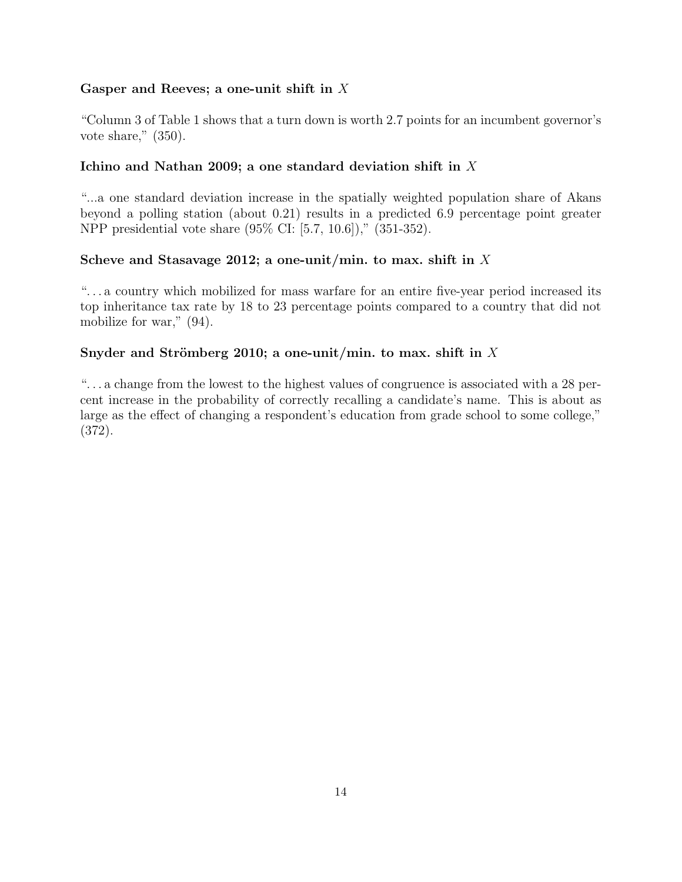### Gasper and Reeves; a one-unit shift in $X$

"Column 3 of Table 1 shows that a turn down is worth 2.7 points for an incumbent governor's vote share," (350).

### Ichino and Nathan 2009; a one standard deviation shift in $X$

"...a one standard deviation increase in the spatially weighted population share of Akans beyond a polling station (about 0.21) results in a predicted 6.9 percentage point greater NPP presidential vote share (95% CI: [5.7, 10.6])," (351-352).

### Scheve and Stasavage 2012; a one-unit/min. to max. shift in $X$

"...a country which mobilized for mass warfare for an entire five-year period increased its top inheritance tax rate by 18 to 23 percentage points compared to a country that did not mobilize for war," (94).

### Snyder and Strömberg 2010; a one-unit/min. to max. shift in $X$

"...a change from the lowest to the highest values of congruence is associated with a 28 percent increase in the probability of correctly recalling a candidate's name. This is about as large as the effect of changing a respondent's education from grade school to some college," (372).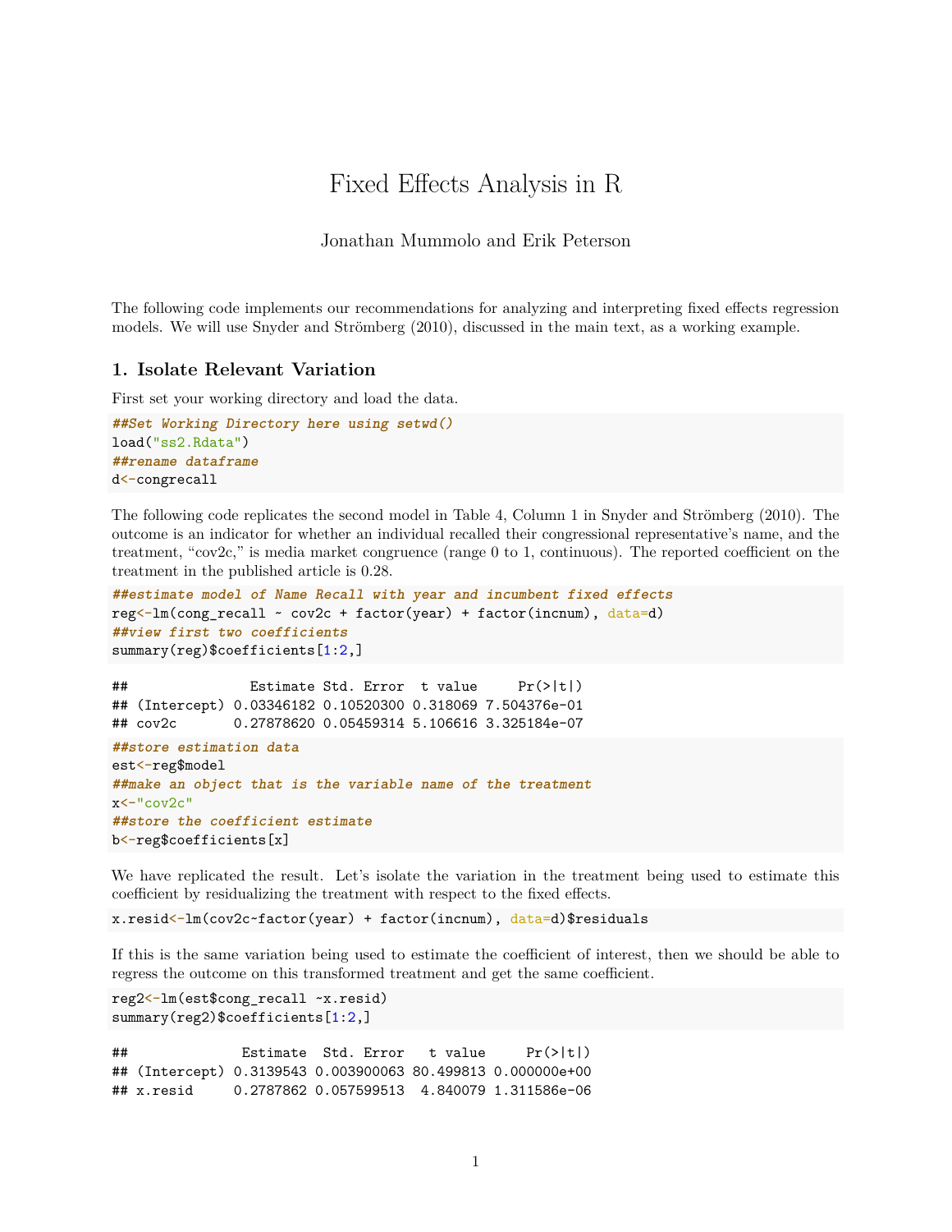# Fixed Effects Analysis in R

Jonathan Mummolo and Erik Peterson

The following code implements our recommendations for analyzing and interpreting fixed effects regression models. We will use Snyder and Strömberg (2010), discussed in the main text, as a working example.

## 1. Isolate Relevant Variation

First set your working directory and load the data.

```
##Set Working Directory here using setwd()
load("ss2.Rdata")
##rename dataframe
d<-congrecall
```

The following code replicates the second model in Table 4, Column 1 in Snyder and Strömberg (2010). The outcome is an indicator for whether an individual recalled their congressional representative's name, and the treatment, "cov2c," is media market congruence (range 0 to 1, continuous). The reported coefficient on the treatment in the published article is 0.28.

```
##estimate model of Name Recall with year and incumbent fixed effects
reg<-lm(cong_recall ~ cov2c + factor(year) + factor(incnum), data=d)
##view first two coefficients
summary(reg)$coefficients[1:2,]
```

```
##               Estimate Std. Error  t value     Pr(>|t|)
## (Intercept) 0.03346182 0.10520300 0.318069 7.504376e-01
## cov2c       0.27878620 0.05459314 5.106616 3.325184e-07
```

```
##store estimation data
est<-reg$model
##make an object that is the variable name of the treatment
x<-"cov2c"
##store the coefficient estimate
b<-reg$coefficients[x]
```

We have replicated the result. Let's isolate the variation in the treatment being used to estimate this coefficient by residualizing the treatment with respect to the fixed effects.

```
x.resid<-lm(cov2c~factor(year) + factor(incnum), data=d)$residuals
```

If this is the same variation being used to estimate the coefficient of interest, then we should be able to regress the outcome on this transformed treatment and get the same coefficient.

```
reg2<-lm(est$cong_recall ~x.resid)
summary(reg2)$coefficients[1:2,]
```

```
##              Estimate  Std. Error   t value     Pr(>|t|)
## (Intercept) 0.3139543 0.003900063 80.499813 0.000000e+00
## x.resid     0.2787862 0.057599513  4.840079 1.311586e-06
```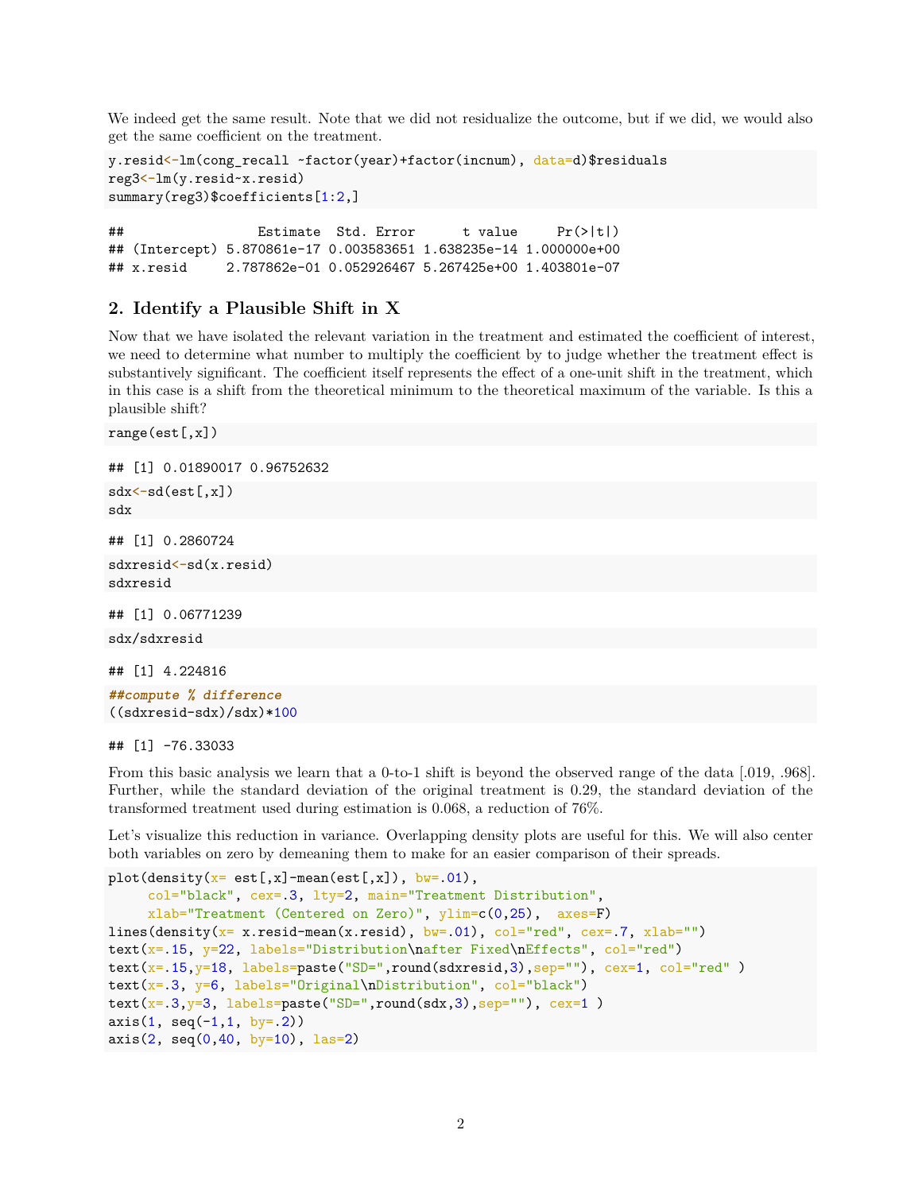We indeed get the same result. Note that we did not residualize the outcome, but if we did, we would also get the same coefficient on the treatment.

```
y.resid<-lm(cong_recall ~factor(year)+factor(incnum), data=d)$residuals
reg3<-lm(y.resid~x.resid)
summary(reg3)$coefficients[1:2,]
```

```
##                 Estimate  Std. Error      t value     Pr(>|t|)
## (Intercept) 5.870861e-17 0.003583651 1.638235e-14 1.000000e+00
## x.resid     2.787862e-01 0.052926467 5.267425e+00 1.403801e-07
```

## 2. Identify a Plausible Shift in X

Now that we have isolated the relevant variation in the treatment and estimated the coefficient of interest, we need to determine what number to multiply the coefficient by to judge whether the treatment effect is substantively significant. The coefficient itself represents the effect of a one-unit shift in the treatment, which in this case is a shift from the theoretical minimum to the theoretical maximum of the variable. Is this a plausible shift?

```
range(est[,x])
```

```
## [1] 0.01890017 0.96752632
```

```
sdx<-sd(est[,x])
sdx
```

```
## [1] 0.2860724
```

```
sdxresid<-sd(x.resid)
sdxresid
```

```
## [1] 0.06771239
```

```
sdx/sdxresid
```

```
## [1] 4.224816
```

```
##compute % difference
((sdxresid-sdx)/sdx)*100
```

```
## [1] -76.33033
```

From this basic analysis we learn that a 0-to-1 shift is beyond the observed range of the data [.019, .968]. Further, while the standard deviation of the original treatment is 0.29, the standard deviation of the transformed treatment used during estimation is 0.068, a reduction of 76%.

Let's visualize this reduction in variance. Overlapping density plots are useful for this. We will also center both variables on zero by demeaning them to make for an easier comparison of their spreads.

```
plot(density(x= est[,x]-mean(est[,x]), bw=.01),
     col="black", cex=.3, lty=2, main="Treatment Distribution",
     xlab="Treatment (Centered on Zero)", ylim=c(0,25),  axes=F)
lines(density(x= x.resid-mean(x.resid), bw=.01), col="red", cex=.7, xlab="")
text(x=.15, y=22, labels="Distribution\nafter Fixed\nEffects", col="red")
text(x=.15,y=18, labels=paste("SD=",round(sdxresid,3),sep=""), cex=1, col="red" )
text(x=.3, y=6, labels="Original\nDistribution", col="black")
text(x=.3,y=3, labels=paste("SD=",round(sdx,3),sep=""), cex=1 )
axis(1, seq(-1,1, by=.2))
axis(2, seq(0,40, by=10), las=2)
```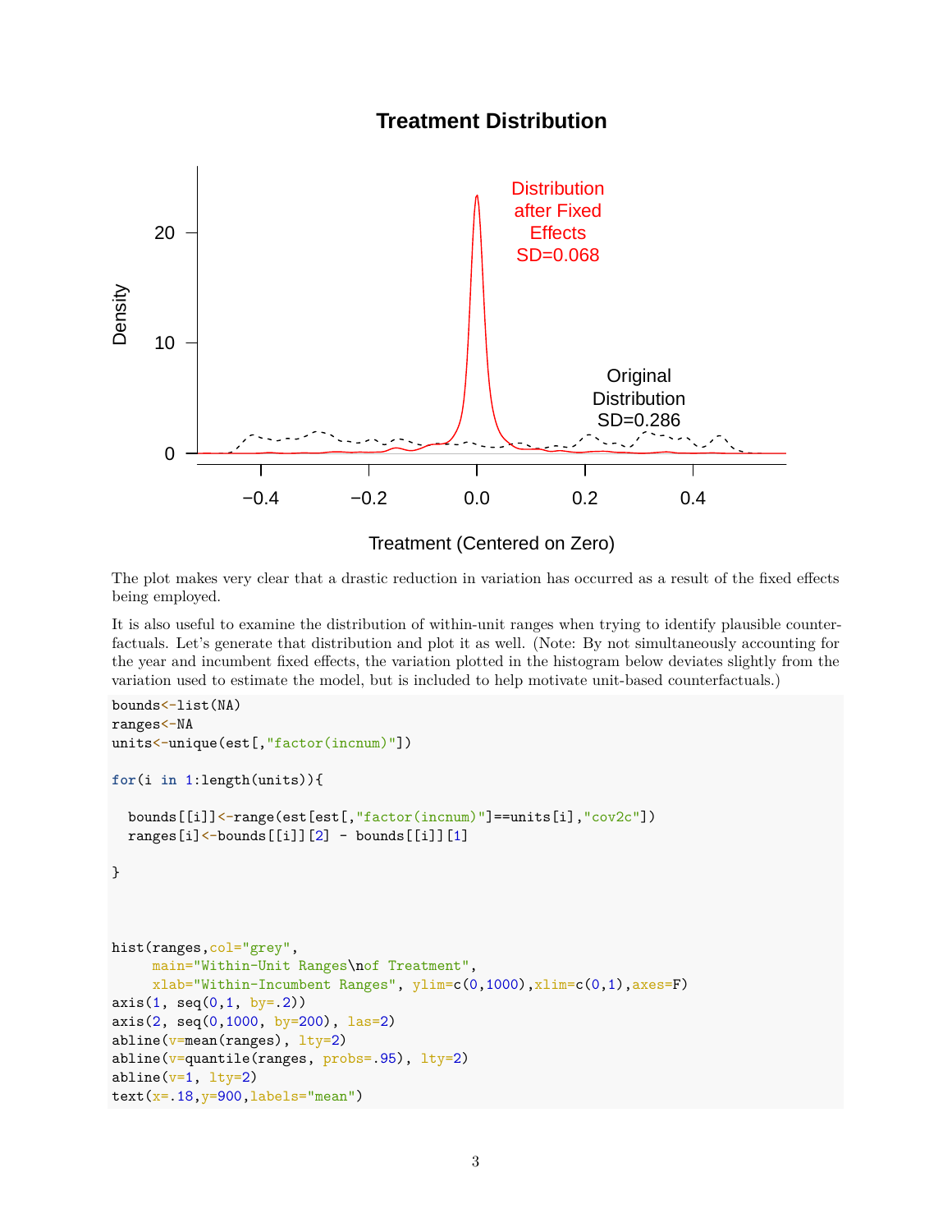The plot makes very clear that a drastic reduction in variation has occurred as a result of the fixed effects being employed.

It is also useful to examine the distribution of within-unit ranges when trying to identify plausible counterfactuals. Let's generate that distribution and plot it as well. (Note: By not simultaneously accounting for the year and incumbent fixed effects, the variation plotted in the histogram below deviates slightly from the variation used to estimate the model, but is included to help motivate unit-based counterfactuals.)

```
bounds<-list(NA)
ranges<-NA
units<-unique(est[,"factor(incnum)"])

for(i in 1:length(units)){

  bounds[[i]]<-range(est[est[,"factor(incnum)"]==units[i],"cov2c"])
  ranges[i]<-bounds[[i]][2] - bounds[[i]][1]

}



hist(ranges,col="grey",
     main="Within-Unit Ranges\nof Treatment",
     xlab="Within-Incumbent Ranges", ylim=c(0,1000),xlim=c(0,1),axes=F)
axis(1, seq(0,1, by=.2))
axis(2, seq(0,1000, by=200), las=2)
abline(v=mean(ranges), lty=2)
abline(v=quantile(ranges, probs=.95), lty=2)
abline(v=1, lty=2)
text(x=.18,y=900,labels="mean")
```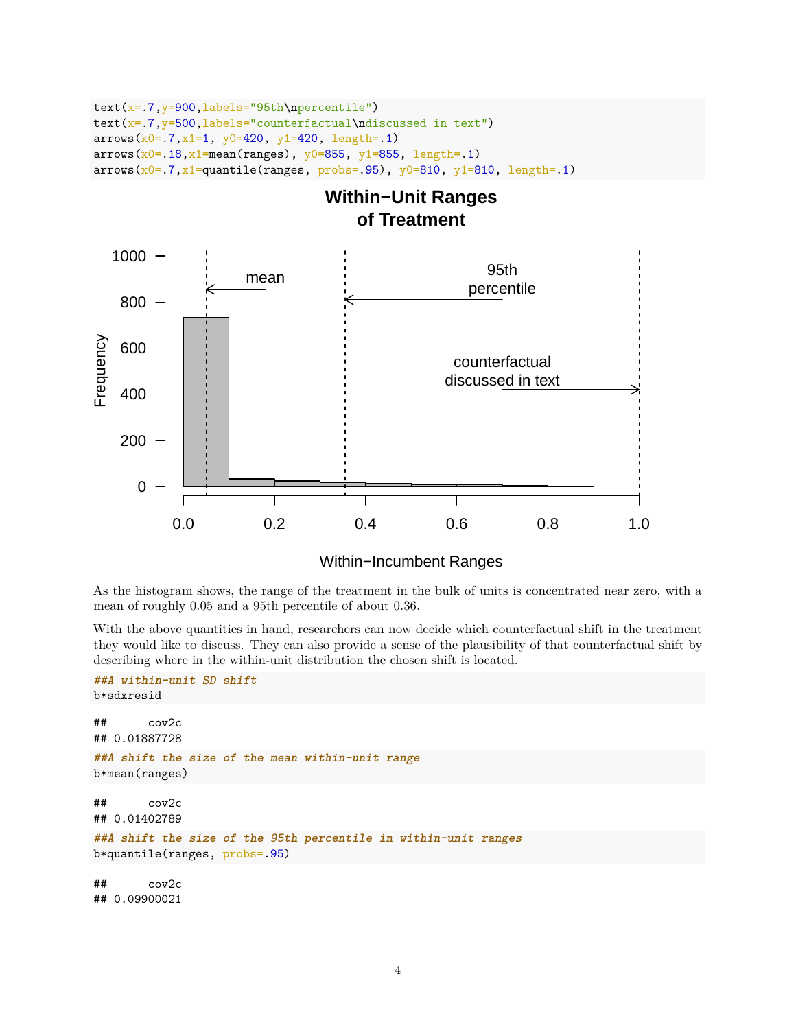```
text(x=.7,y=900,labels="95th\npercentile")
text(x=.7,y=500,labels="counterfactual\ndiscussed in text")
arrows(x0=.7,x1=1, y0=420, y1=420, length=.1)
arrows(x0=.18,x1=mean(ranges), y0=855, y1=855, length=.1)
arrows(x0=.7,x1=quantile(ranges, probs=.95), y0=810, y1=810, length=.1)
```

As the histogram shows, the range of the treatment in the bulk of units is concentrated near zero, with a mean of roughly 0.05 and a 95th percentile of about 0.36.

With the above quantities in hand, researchers can now decide which counterfactual shift in the treatment they would like to discuss. They can also provide a sense of the plausibility of that counterfactual shift by describing where in the within-unit distribution the chosen shift is located.

```
##A within-unit SD shift
b*sdxresid
```

```
##       cov2c
## 0.01887728
```

```
##A shift the size of the mean within-unit range
b*mean(ranges)
```

```
##       cov2c
## 0.01402789
```

```
##A shift the size of the 95th percentile in within-unit ranges
b*quantile(ranges, probs=.95)
```

```
##       cov2c
## 0.09900021
```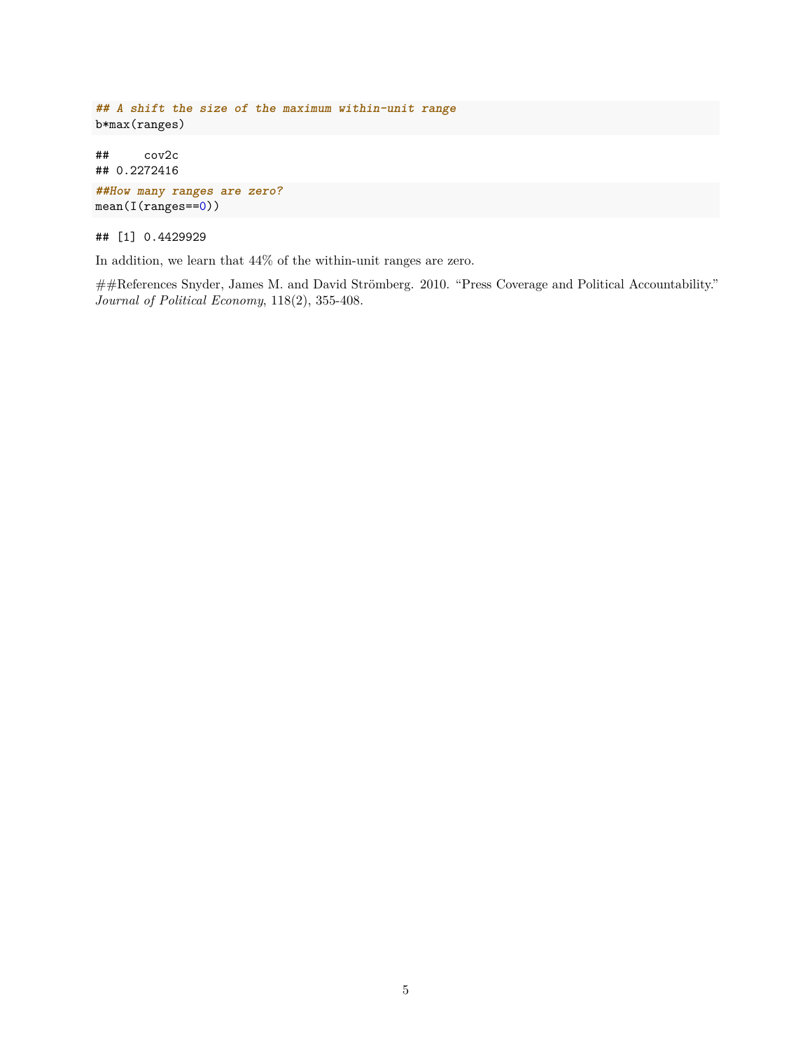```
## A shift the size of the maximum within-unit range
b*max(ranges)
```

```
##     cov2c
## 0.2272416
```

```
##How many ranges are zero?
mean(I(ranges==0))
```

```
## [1] 0.4429929
```

In addition, we learn that 44% of the within-unit ranges are zero.

##References Snyder, James M. and David Strömberg. 2010. "Press Coverage and Political Accountability." *Journal of Political Economy*, 118(2), 355-408.